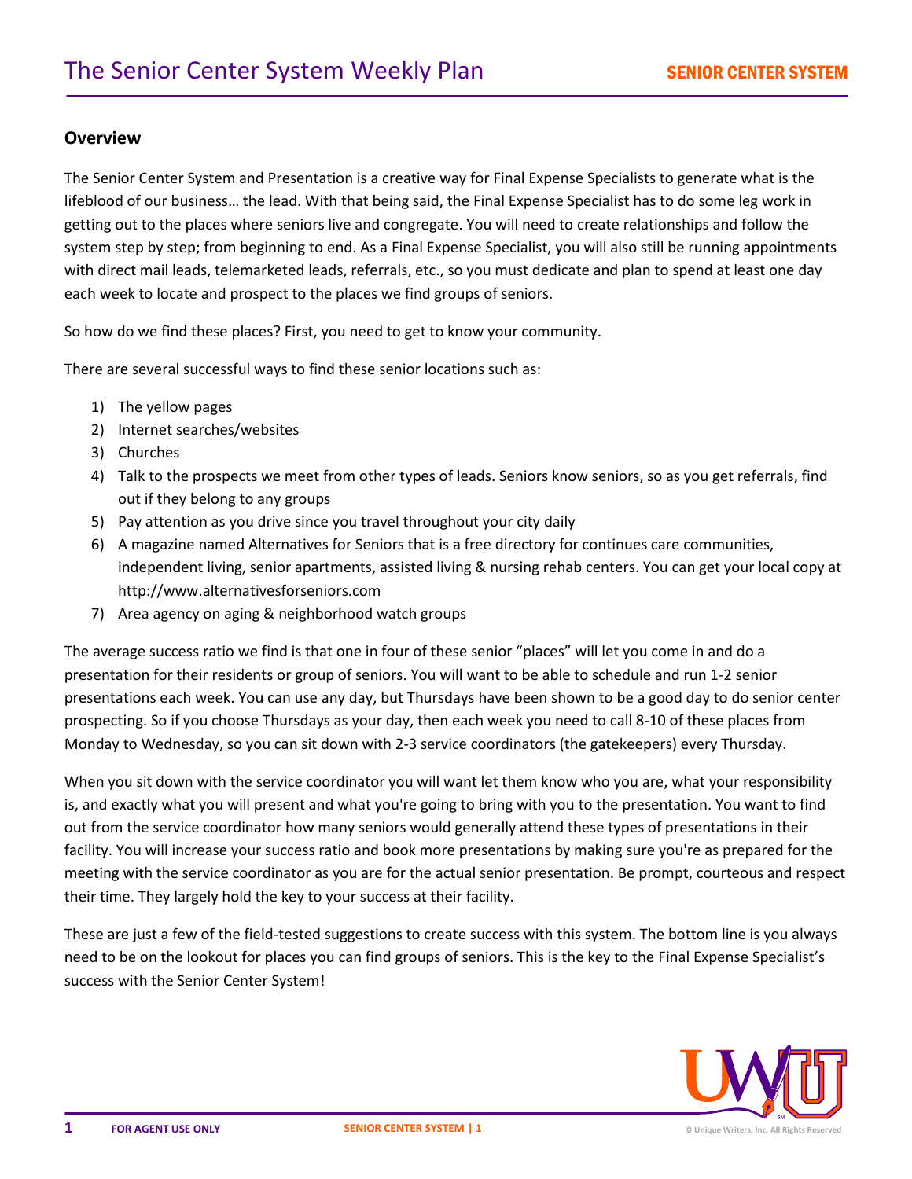# The Senior Center System Weekly Plan

## Overview

The Senior Center System and Presentation is a creative way for Final Expense Specialists to generate what is the lifeblood of our business… the lead. With that being said, the Final Expense Specialist has to do some leg work in getting out to the places where seniors live and congregate. You will need to create relationships and follow the system step by step; from beginning to end. As a Final Expense Specialist, you will also still be running appointments with direct mail leads, telemarketed leads, referrals, etc., so you must dedicate and plan to spend at least one day each week to locate and prospect to the places we find groups of seniors.

So how do we find these places? First, you need to get to know your community.

There are several successful ways to find these senior locations such as:

1) The yellow pages
2) Internet searches/websites
3) Churches
4) Talk to the prospects we meet from other types of leads. Seniors know seniors, so as you get referrals, find out if they belong to any groups
5) Pay attention as you drive since you travel throughout your city daily
6) A magazine named Alternatives for Seniors that is a free directory for continues care communities, independent living, senior apartments, assisted living & nursing rehab centers. You can get your local copy at http://www.alternativesforseniors.com
7) Area agency on aging & neighborhood watch groups

The average success ratio we find is that one in four of these senior "places" will let you come in and do a presentation for their residents or group of seniors. You will want to be able to schedule and run 1-2 senior presentations each week. You can use any day, but Thursdays have been shown to be a good day to do senior center prospecting. So if you choose Thursdays as your day, then each week you need to call 8-10 of these places from Monday to Wednesday, so you can sit down with 2-3 service coordinators (the gatekeepers) every Thursday.

When you sit down with the service coordinator you will want let them know who you are, what your responsibility is, and exactly what you will present and what you're going to bring with you to the presentation. You want to find out from the service coordinator how many seniors would generally attend these types of presentations in their facility. You will increase your success ratio and book more presentations by making sure you're as prepared for the meeting with the service coordinator as you are for the actual senior presentation. Be prompt, courteous and respect their time. They largely hold the key to your success at their facility.

These are just a few of the field-tested suggestions to create success with this system. The bottom line is you always need to be on the lookout for places you can find groups of seniors. This is the key to the Final Expense Specialist's success with the Senior Center System!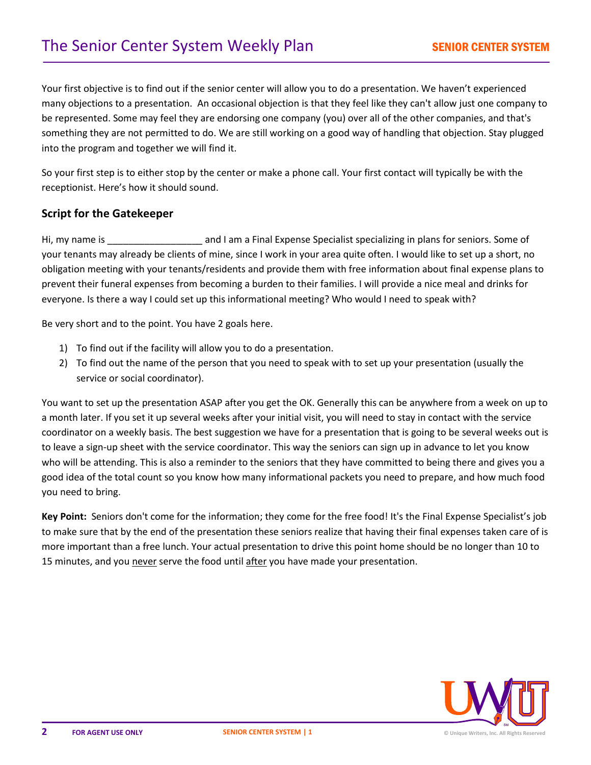Your first objective is to find out if the senior center will allow you to do a presentation. We haven't experienced many objections to a presentation. An occasional objection is that they feel like they can't allow just one company to be represented. Some may feel they are endorsing one company (you) over all of the other companies, and that's something they are not permitted to do. We are still working on a good way of handling that objection. Stay plugged into the program and together we will find it.

So your first step is to either stop by the center or make a phone call. Your first contact will typically be with the receptionist. Here's how it should sound.

### Script for the Gatekeeper

Hi, my name is __________________ and I am a Final Expense Specialist specializing in plans for seniors. Some of your tenants may already be clients of mine, since I work in your area quite often. I would like to set up a short, no obligation meeting with your tenants/residents and provide them with free information about final expense plans to prevent their funeral expenses from becoming a burden to their families. I will provide a nice meal and drinks for everyone. Is there a way I could set up this informational meeting? Who would I need to speak with?

Be very short and to the point. You have 2 goals here.

1) To find out if the facility will allow you to do a presentation.
2) To find out the name of the person that you need to speak with to set up your presentation (usually the service or social coordinator).

You want to set up the presentation ASAP after you get the OK. Generally this can be anywhere from a week on up to a month later. If you set it up several weeks after your initial visit, you will need to stay in contact with the service coordinator on a weekly basis. The best suggestion we have for a presentation that is going to be several weeks out is to leave a sign-up sheet with the service coordinator. This way the seniors can sign up in advance to let you know who will be attending. This is also a reminder to the seniors that they have committed to being there and gives you a good idea of the total count so you know how many informational packets you need to prepare, and how much food you need to bring.

**Key Point:** Seniors don't come for the information; they come for the free food! It's the Final Expense Specialist's job to make sure that by the end of the presentation these seniors realize that having their final expenses taken care of is more important than a free lunch. Your actual presentation to drive this point home should be no longer than 10 to 15 minutes, and you <u>never</u> serve the food until <u>after</u> you have made your presentation.